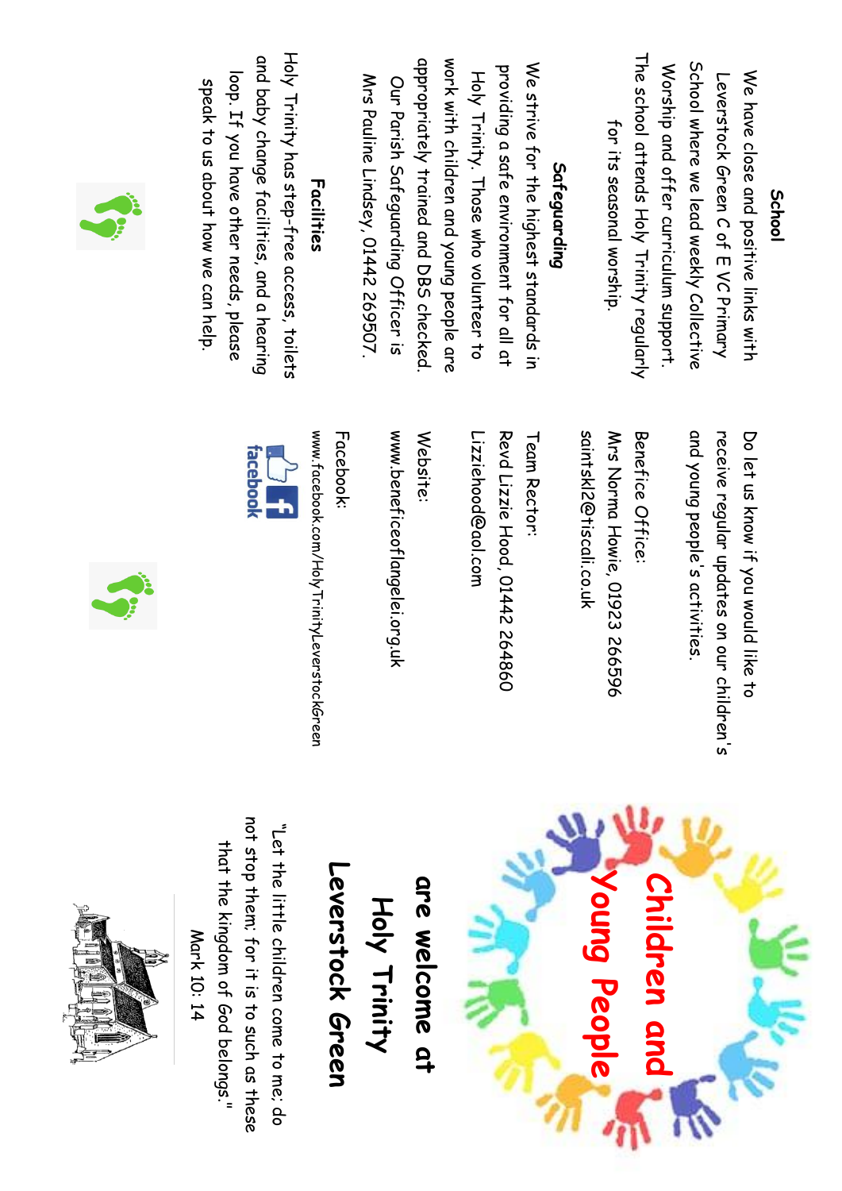## School

We have close and positive links with Leverstock Green C of E VC Primary School where we lead weekly Collective Worship and offer curriculum support. The school attends Holy Trinity regularly for its seasonal worship.

## Safeguarding

We strive for the highest standards in providing a safe environment for all at Holy Trinity. Those who volunteer to work with children and young people are appropriately trained and DBS checked. Our Parish Safeguarding Officer is Mrs Pauline Lindsey, 01442 269507.

## Facilities

Holy Trinity has step-free access, toilets and baby change facilities, and a hearing loop. If you have other needs, please speak to us about how we can help.

Do let us know if you would like to receive regular updates on our children's and young people's activities.

Benefice Office:
Mrs Norma Howie, 01923 266596
saintskl2@tiscali.co.uk

Team Rector:
Revd Lizzie Hood, 01442 264860
Lizziehood@aol.com

Website:
www.beneficeoflangelei.org.uk

Facebook:
www.facebook.com/HolyTrinityLeverstockGreen

# Children and Young People

# are welcome at Holy Trinity Leverstock Green

"Let the little children come to me; do not stop them; for it is to such as these that the kingdom of God belongs."

Mark 10: 14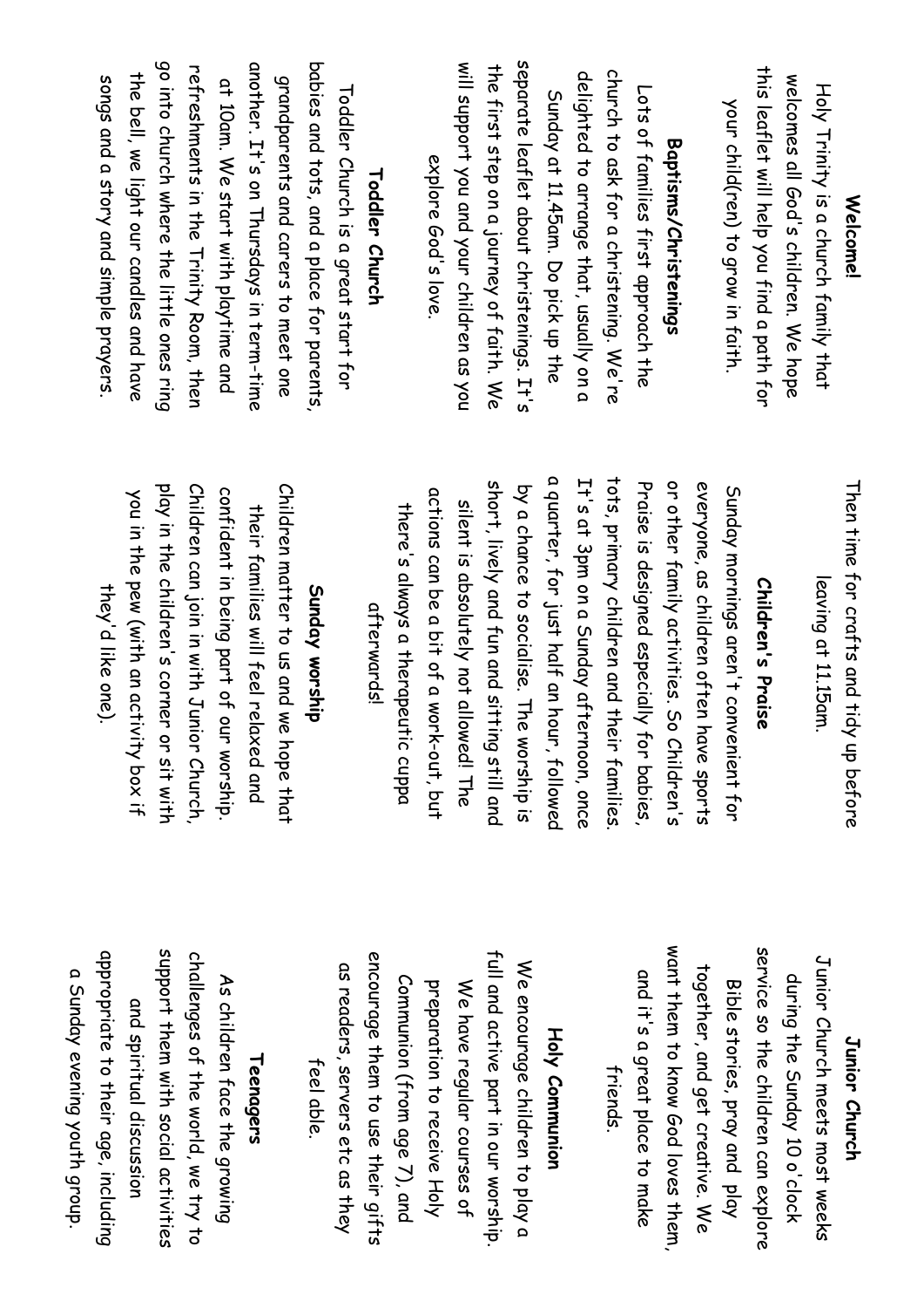## Welcome!

Holy Trinity is a church family that welcomes all God's children. We hope this leaflet will help you find a path for your child(ren) to grow in faith.

## Baptisms/Christenings

Lots of families first approach the church to ask for a christening. We're delighted to arrange that, usually on a Sunday at 11.45am. Do pick up the separate leaflet about christenings. It's the first step on a journey of faith. We will support you and your children as you explore God's love.

## Toddler Church

Toddler Church is a great start for babies and tots, and a place for parents, grandparents and carers to meet one another. It's on Thursdays in term-time at 10am. We start with playtime and refreshments in the Trinity Room, then go into church where the little ones ring the bell, we light our candles and have songs and a story and simple prayers.

Then time for crafts and tidy up before leaving at 11.15am.

## Children's Praise

Sunday mornings aren't convenient for everyone, as children often have sports or other family activities. So Children's Praise is designed especially for babies, tots, primary children and their families. It's at 3pm on a Sunday afternoon, once a quarter, for just half an hour, followed by a chance to socialise. The worship is short, lively and fun and sitting still and silent is absolutely not allowed! The actions can be a bit of a work-out, but there's always a therapeutic cuppa afterwards!

## Sunday worship

Children matter to us and we hope that their families will feel relaxed and confident in being part of our worship. Children can join in with Junior Church, play in the children's corner or sit with you in the pew (with an activity box if they'd like one).

## Junior Church

Junior Church meets most weeks during the Sunday 10 o'clock service so the children can explore Bible stories, pray and play together, and get creative. We want them to know God loves them, and it's a great place to make friends.

## Holy Communion

We encourage children to play a full and active part in our worship. We have regular courses of preparation to receive Holy Communion (from age 7), and encourage them to use their gifts as readers, servers etc as they feel able.

## Teenagers

As children face the growing challenges of the world, we try to support them with social activities and spiritual discussion appropriate to their age, including a Sunday evening youth group.